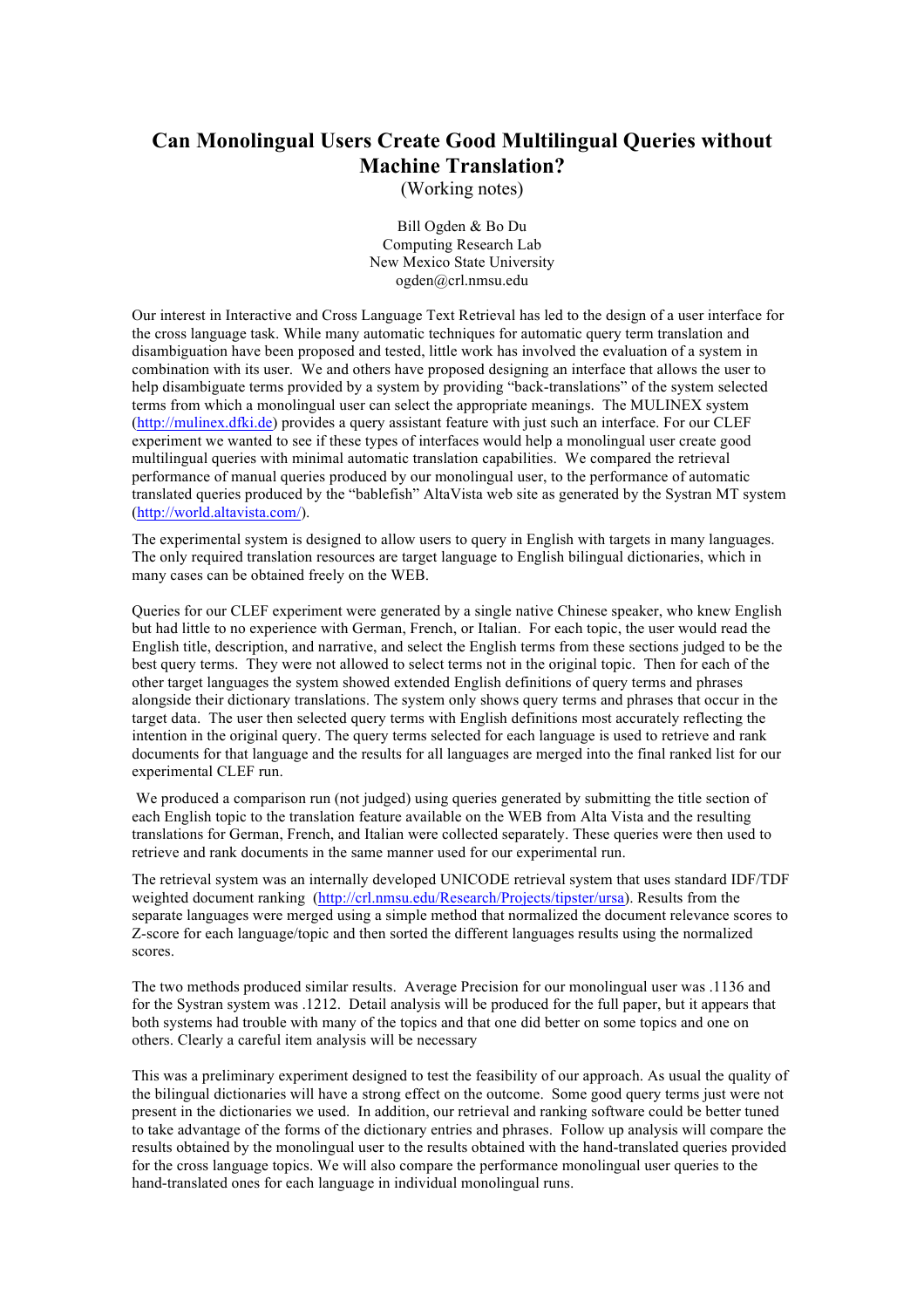# Can Monolingual Users Create Good Multilingual Queries without Machine Translation?

(Working notes)

Bill Ogden & Bo Du
Computing Research Lab
New Mexico State University
ogden@crl.nmsu.edu

Our interest in Interactive and Cross Language Text Retrieval has led to the design of a user interface for the cross language task. While many automatic techniques for automatic query term translation and disambiguation have been proposed and tested, little work has involved the evaluation of a system in combination with its user. We and others have proposed designing an interface that allows the user to help disambiguate terms provided by a system by providing "back-translations" of the system selected terms from which a monolingual user can select the appropriate meanings. The MULINEX system (http://mulinex.dfki.de) provides a query assistant feature with just such an interface. For our CLEF experiment we wanted to see if these types of interfaces would help a monolingual user create good multilingual queries with minimal automatic translation capabilities. We compared the retrieval performance of manual queries produced by our monolingual user, to the performance of automatic translated queries produced by the "bablefish" AltaVista web site as generated by the Systran MT system (http://world.altavista.com/).

The experimental system is designed to allow users to query in English with targets in many languages. The only required translation resources are target language to English bilingual dictionaries, which in many cases can be obtained freely on the WEB.

Queries for our CLEF experiment were generated by a single native Chinese speaker, who knew English but had little to no experience with German, French, or Italian. For each topic, the user would read the English title, description, and narrative, and select the English terms from these sections judged to be the best query terms. They were not allowed to select terms not in the original topic. Then for each of the other target languages the system showed extended English definitions of query terms and phrases alongside their dictionary translations. The system only shows query terms and phrases that occur in the target data. The user then selected query terms with English definitions most accurately reflecting the intention in the original query. The query terms selected for each language is used to retrieve and rank documents for that language and the results for all languages are merged into the final ranked list for our experimental CLEF run.

We produced a comparison run (not judged) using queries generated by submitting the title section of each English topic to the translation feature available on the WEB from Alta Vista and the resulting translations for German, French, and Italian were collected separately. These queries were then used to retrieve and rank documents in the same manner used for our experimental run.

The retrieval system was an internally developed UNICODE retrieval system that uses standard IDF/TDF weighted document ranking (http://crl.nmsu.edu/Research/Projects/tipster/ursa). Results from the separate languages were merged using a simple method that normalized the document relevance scores to Z-score for each language/topic and then sorted the different languages results using the normalized scores.

The two methods produced similar results. Average Precision for our monolingual user was .1136 and for the Systran system was .1212. Detail analysis will be produced for the full paper, but it appears that both systems had trouble with many of the topics and that one did better on some topics and one on others. Clearly a careful item analysis will be necessary

This was a preliminary experiment designed to test the feasibility of our approach. As usual the quality of the bilingual dictionaries will have a strong effect on the outcome. Some good query terms just were not present in the dictionaries we used. In addition, our retrieval and ranking software could be better tuned to take advantage of the forms of the dictionary entries and phrases. Follow up analysis will compare the results obtained by the monolingual user to the results obtained with the hand-translated queries provided for the cross language topics. We will also compare the performance monolingual user queries to the hand-translated ones for each language in individual monolingual runs.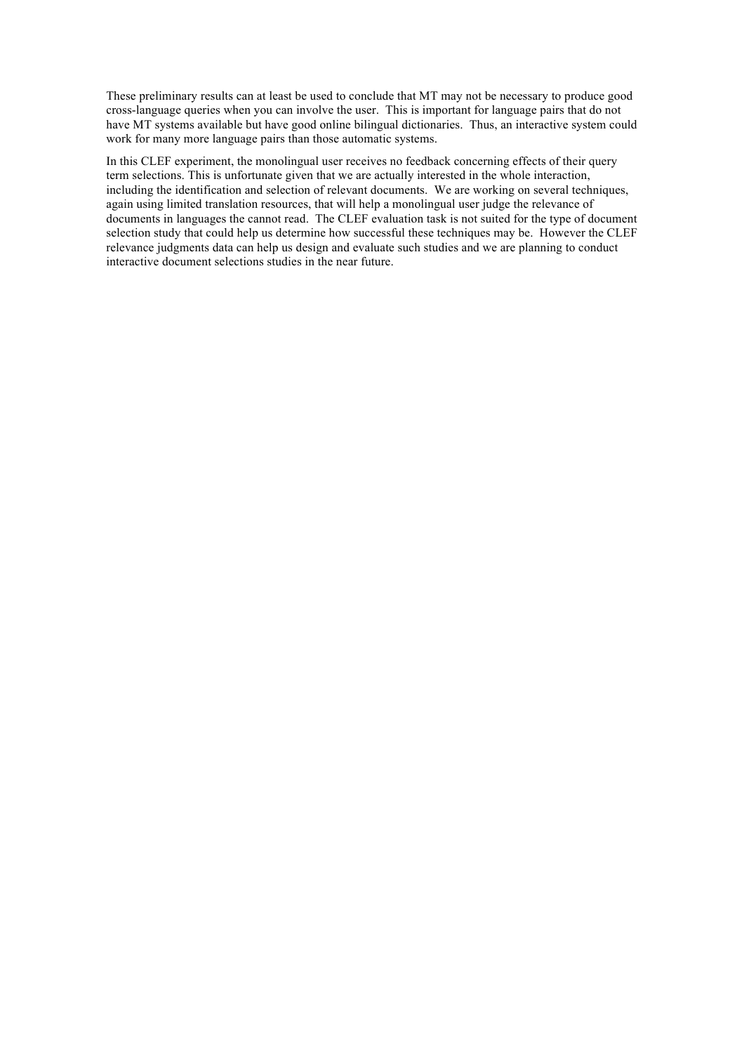These preliminary results can at least be used to conclude that MT may not be necessary to produce good cross-language queries when you can involve the user. This is important for language pairs that do not have MT systems available but have good online bilingual dictionaries. Thus, an interactive system could work for many more language pairs than those automatic systems.

In this CLEF experiment, the monolingual user receives no feedback concerning effects of their query term selections. This is unfortunate given that we are actually interested in the whole interaction, including the identification and selection of relevant documents. We are working on several techniques, again using limited translation resources, that will help a monolingual user judge the relevance of documents in languages the cannot read. The CLEF evaluation task is not suited for the type of document selection study that could help us determine how successful these techniques may be. However the CLEF relevance judgments data can help us design and evaluate such studies and we are planning to conduct interactive document selections studies in the near future.